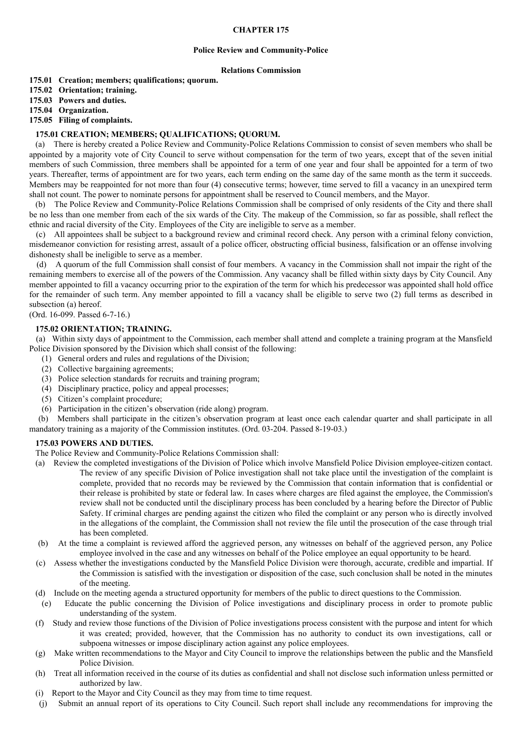# CHAPTER 175

## Police Review and Community-Police

## Relations Commission

**175.01 Creation; members; qualifications; quorum.**
**175.02 Orientation; training.**
**175.03 Powers and duties.**
**175.04 Organization.**
**175.05 Filing of complaints.**

### 175.01 CREATION; MEMBERS; QUALIFICATIONS; QUORUM.

(a) There is hereby created a Police Review and Community-Police Relations Commission to consist of seven members who shall be appointed by a majority vote of City Council to serve without compensation for the term of two years, except that of the seven initial members of such Commission, three members shall be appointed for a term of one year and four shall be appointed for a term of two years. Thereafter, terms of appointment are for two years, each term ending on the same day of the same month as the term it succeeds. Members may be reappointed for not more than four (4) consecutive terms; however, time served to fill a vacancy in an unexpired term shall not count. The power to nominate persons for appointment shall be reserved to Council members, and the Mayor.

(b) The Police Review and Community-Police Relations Commission shall be comprised of only residents of the City and there shall be no less than one member from each of the six wards of the City. The makeup of the Commission, so far as possible, shall reflect the ethnic and racial diversity of the City. Employees of the City are ineligible to serve as a member.

(c) All appointees shall be subject to a background review and criminal record check. Any person with a criminal felony conviction, misdemeanor conviction for resisting arrest, assault of a police officer, obstructing official business, falsification or an offense involving dishonesty shall be ineligible to serve as a member.

(d) A quorum of the full Commission shall consist of four members. A vacancy in the Commission shall not impair the right of the remaining members to exercise all of the powers of the Commission. Any vacancy shall be filled within sixty days by City Council. Any member appointed to fill a vacancy occurring prior to the expiration of the term for which his predecessor was appointed shall hold office for the remainder of such term. Any member appointed to fill a vacancy shall be eligible to serve two (2) full terms as described in subsection (a) hereof.

(Ord. 16-099. Passed 6-7-16.)

### 175.02 ORIENTATION; TRAINING.

(a) Within sixty days of appointment to the Commission, each member shall attend and complete a training program at the Mansfield Police Division sponsored by the Division which shall consist of the following:

(1) General orders and rules and regulations of the Division;
(2) Collective bargaining agreements;
(3) Police selection standards for recruits and training program;
(4) Disciplinary practice, policy and appeal processes;
(5) Citizen's complaint procedure;
(6) Participation in the citizen's observation (ride along) program.

(b) Members shall participate in the citizen's observation program at least once each calendar quarter and shall participate in all mandatory training as a majority of the Commission institutes. (Ord. 03-204. Passed 8-19-03.)

### 175.03 POWERS AND DUTIES.

The Police Review and Community-Police Relations Commission shall:

(a) Review the completed investigations of the Division of Police which involve Mansfield Police Division employee-citizen contact. The review of any specific Division of Police investigation shall not take place until the investigation of the complaint is complete, provided that no records may be reviewed by the Commission that contain information that is confidential or their release is prohibited by state or federal law. In cases where charges are filed against the employee, the Commission's review shall not be conducted until the disciplinary process has been concluded by a hearing before the Director of Public Safety. If criminal charges are pending against the citizen who filed the complaint or any person who is directly involved in the allegations of the complaint, the Commission shall not review the file until the prosecution of the case through trial has been completed.

(b) At the time a complaint is reviewed afford the aggrieved person, any witnesses on behalf of the aggrieved person, any Police employee involved in the case and any witnesses on behalf of the Police employee an equal opportunity to be heard.

(c) Assess whether the investigations conducted by the Mansfield Police Division were thorough, accurate, credible and impartial. If the Commission is satisfied with the investigation or disposition of the case, such conclusion shall be noted in the minutes of the meeting.

(d) Include on the meeting agenda a structured opportunity for members of the public to direct questions to the Commission.

(e) Educate the public concerning the Division of Police investigations and disciplinary process in order to promote public understanding of the system.

(f) Study and review those functions of the Division of Police investigations process consistent with the purpose and intent for which it was created; provided, however, that the Commission has no authority to conduct its own investigations, call or subpoena witnesses or impose disciplinary action against any police employees.

(g) Make written recommendations to the Mayor and City Council to improve the relationships between the public and the Mansfield Police Division.

(h) Treat all information received in the course of its duties as confidential and shall not disclose such information unless permitted or authorized by law.

(i) Report to the Mayor and City Council as they may from time to time request.

(j) Submit an annual report of its operations to City Council. Such report shall include any recommendations for improving the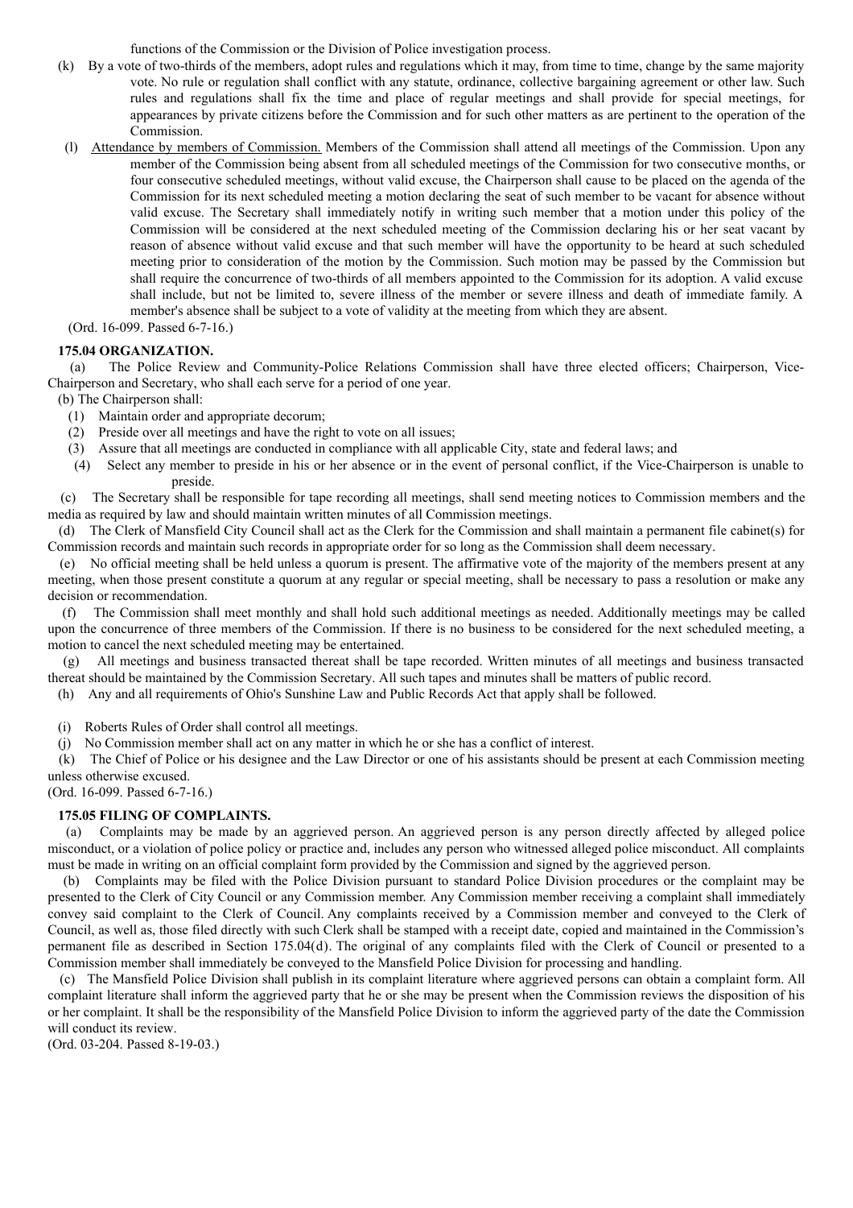functions of the Commission or the Division of Police investigation process.

(k) By a vote of two-thirds of the members, adopt rules and regulations which it may, from time to time, change by the same majority vote. No rule or regulation shall conflict with any statute, ordinance, collective bargaining agreement or other law. Such rules and regulations shall fix the time and place of regular meetings and shall provide for special meetings, for appearances by private citizens before the Commission and for such other matters as are pertinent to the operation of the Commission.

(l) Attendance by members of Commission. Members of the Commission shall attend all meetings of the Commission. Upon any member of the Commission being absent from all scheduled meetings of the Commission for two consecutive months, or four consecutive scheduled meetings, without valid excuse, the Chairperson shall cause to be placed on the agenda of the Commission for its next scheduled meeting a motion declaring the seat of such member to be vacant for absence without valid excuse. The Secretary shall immediately notify in writing such member that a motion under this policy of the Commission will be considered at the next scheduled meeting of the Commission declaring his or her seat vacant by reason of absence without valid excuse and that such member will have the opportunity to be heard at such scheduled meeting prior to consideration of the motion by the Commission. Such motion may be passed by the Commission but shall require the concurrence of two-thirds of all members appointed to the Commission for its adoption. A valid excuse shall include, but not be limited to, severe illness of the member or severe illness and death of immediate family. A member's absence shall be subject to a vote of validity at the meeting from which they are absent.

(Ord. 16-099. Passed 6-7-16.)

**175.04 ORGANIZATION.**

(a) The Police Review and Community-Police Relations Commission shall have three elected officers; Chairperson, Vice-Chairperson and Secretary, who shall each serve for a period of one year.

(b) The Chairperson shall:

(1) Maintain order and appropriate decorum;

(2) Preside over all meetings and have the right to vote on all issues;

(3) Assure that all meetings are conducted in compliance with all applicable City, state and federal laws; and

(4) Select any member to preside in his or her absence or in the event of personal conflict, if the Vice-Chairperson is unable to preside.

(c) The Secretary shall be responsible for tape recording all meetings, shall send meeting notices to Commission members and the media as required by law and should maintain written minutes of all Commission meetings.

(d) The Clerk of Mansfield City Council shall act as the Clerk for the Commission and shall maintain a permanent file cabinet(s) for Commission records and maintain such records in appropriate order for so long as the Commission shall deem necessary.

(e) No official meeting shall be held unless a quorum is present. The affirmative vote of the majority of the members present at any meeting, when those present constitute a quorum at any regular or special meeting, shall be necessary to pass a resolution or make any decision or recommendation.

(f) The Commission shall meet monthly and shall hold such additional meetings as needed. Additionally meetings may be called upon the concurrence of three members of the Commission. If there is no business to be considered for the next scheduled meeting, a motion to cancel the next scheduled meeting may be entertained.

(g) All meetings and business transacted thereat shall be tape recorded. Written minutes of all meetings and business transacted thereat should be maintained by the Commission Secretary. All such tapes and minutes shall be matters of public record.

(h) Any and all requirements of Ohio's Sunshine Law and Public Records Act that apply shall be followed.

(i) Roberts Rules of Order shall control all meetings.

(j) No Commission member shall act on any matter in which he or she has a conflict of interest.

(k) The Chief of Police or his designee and the Law Director or one of his assistants should be present at each Commission meeting unless otherwise excused.

(Ord. 16-099. Passed 6-7-16.)

**175.05 FILING OF COMPLAINTS.**

(a) Complaints may be made by an aggrieved person. An aggrieved person is any person directly affected by alleged police misconduct, or a violation of police policy or practice and, includes any person who witnessed alleged police misconduct. All complaints must be made in writing on an official complaint form provided by the Commission and signed by the aggrieved person.

(b) Complaints may be filed with the Police Division pursuant to standard Police Division procedures or the complaint may be presented to the Clerk of City Council or any Commission member. Any Commission member receiving a complaint shall immediately convey said complaint to the Clerk of Council. Any complaints received by a Commission member and conveyed to the Clerk of Council, as well as, those filed directly with such Clerk shall be stamped with a receipt date, copied and maintained in the Commission's permanent file as described in Section 175.04(d). The original of any complaints filed with the Clerk of Council or presented to a Commission member shall immediately be conveyed to the Mansfield Police Division for processing and handling.

(c) The Mansfield Police Division shall publish in its complaint literature where aggrieved persons can obtain a complaint form. All complaint literature shall inform the aggrieved party that he or she may be present when the Commission reviews the disposition of his or her complaint. It shall be the responsibility of the Mansfield Police Division to inform the aggrieved party of the date the Commission will conduct its review.

(Ord. 03-204. Passed 8-19-03.)